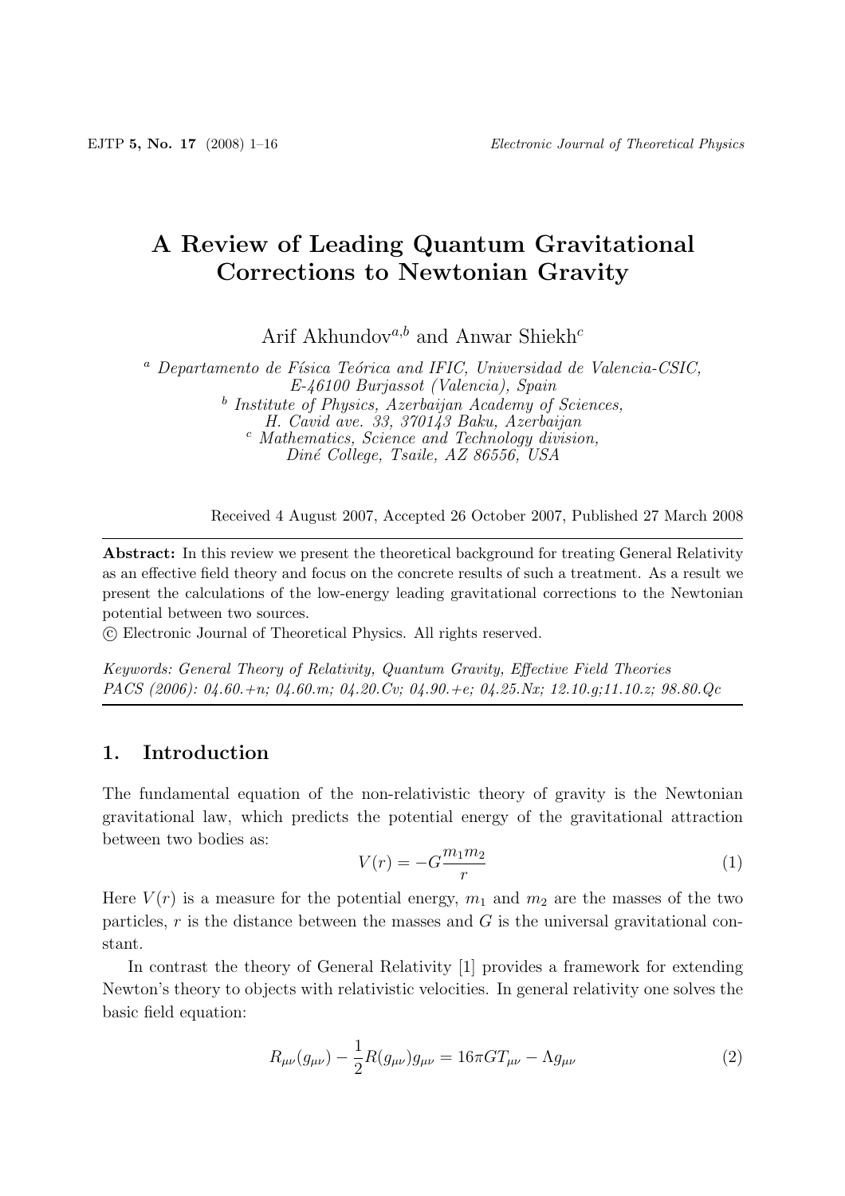# A Review of Leading Quantum Gravitational Corrections to Newtonian Gravity

Arif Akhundov[a,b] and Anwar Shiekh[c]

[a] *Departamento de Física Teórica and IFIC, Universidad de Valencia-CSIC, E-46100 Burjassot (Valencia), Spain*
[b] *Institute of Physics, Azerbaijan Academy of Sciences, H. Cavid ave. 33, 370143 Baku, Azerbaijan*
[c] *Mathematics, Science and Technology division, Diné College, Tsaile, AZ 86556, USA*

Received 4 August 2007, Accepted 26 October 2007, Published 27 March 2008

**Abstract:** In this review we present the theoretical background for treating General Relativity as an effective field theory and focus on the concrete results of such a treatment. As a result we present the calculations of the low-energy leading gravitational corrections to the Newtonian potential between two sources.
© Electronic Journal of Theoretical Physics. All rights reserved.

*Keywords: General Theory of Relativity, Quantum Gravity, Effective Field Theories*
*PACS (2006): 04.60.+n; 04.60.m; 04.20.Cv; 04.90.+e; 04.25.Nx; 12.10.g;11.10.z; 98.80.Qc*

## 1. Introduction

The fundamental equation of the non-relativistic theory of gravity is the Newtonian gravitational law, which predicts the potential energy of the gravitational attraction between two bodies as:

$$V(r) = -G\frac{m_1 m_2}{r} \tag{1}$$

Here $V(r)$ is a measure for the potential energy, $m_1$ and $m_2$ are the masses of the two particles, $r$ is the distance between the masses and $G$ is the universal gravitational constant.

In contrast the theory of General Relativity [1] provides a framework for extending Newton's theory to objects with relativistic velocities. In general relativity one solves the basic field equation:

$$R_{\mu\nu}(g_{\mu\nu}) - \frac{1}{2}R(g_{\mu\nu})g_{\mu\nu} = 16\pi G T_{\mu\nu} - \Lambda g_{\mu\nu} \tag{2}$$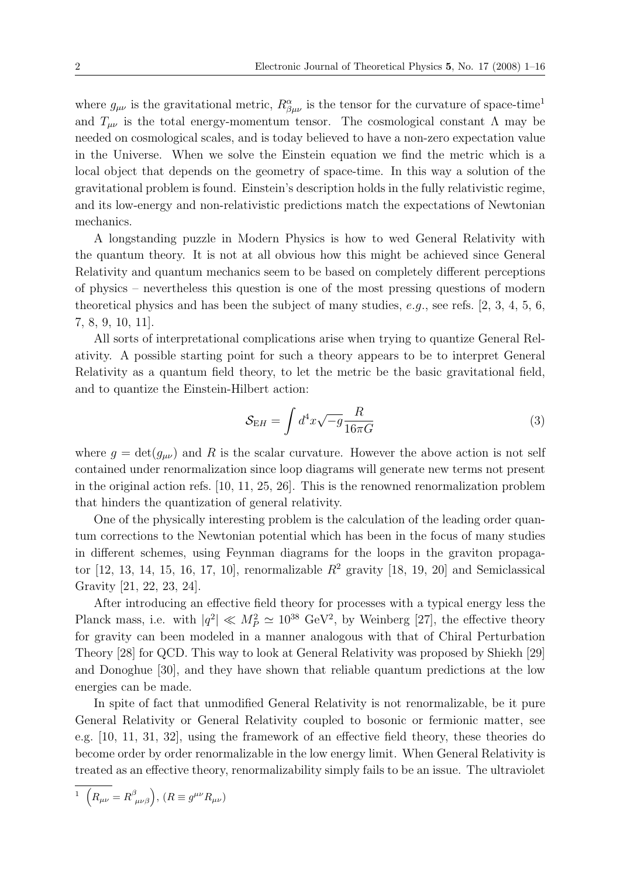where $g_{\mu\nu}$ is the gravitational metric, $R^{\alpha}_{\beta\mu\nu}$ is the tensor for the curvature of space-time[1] and $T_{\mu\nu}$ is the total energy-momentum tensor. The cosmological constant $\Lambda$ may be needed on cosmological scales, and is today believed to have a non-zero expectation value in the Universe. When we solve the Einstein equation we find the metric which is a local object that depends on the geometry of space-time. In this way a solution of the gravitational problem is found. Einstein's description holds in the fully relativistic regime, and its low-energy and non-relativistic predictions match the expectations of Newtonian mechanics.

A longstanding puzzle in Modern Physics is how to wed General Relativity with the quantum theory. It is not at all obvious how this might be achieved since General Relativity and quantum mechanics seem to be based on completely different perceptions of physics – nevertheless this question is one of the most pressing questions of modern theoretical physics and has been the subject of many studies, *e.g.*, see refs. [2, 3, 4, 5, 6, 7, 8, 9, 10, 11].

All sorts of interpretational complications arise when trying to quantize General Relativity. A possible starting point for such a theory appears to be to interpret General Relativity as a quantum field theory, to let the metric be the basic gravitational field, and to quantize the Einstein-Hilbert action:

$$\mathcal{S}_{\mathrm{E}H} = \int d^4x\sqrt{-g}\frac{R}{16\pi G} \tag{3}$$

where $g = \det(g_{\mu\nu})$ and $R$ is the scalar curvature. However the above action is not self contained under renormalization since loop diagrams will generate new terms not present in the original action refs. [10, 11, 25, 26]. This is the renowned renormalization problem that hinders the quantization of general relativity.

One of the physically interesting problem is the calculation of the leading order quantum corrections to the Newtonian potential which has been in the focus of many studies in different schemes, using Feynman diagrams for the loops in the graviton propagator [12, 13, 14, 15, 16, 17, 10], renormalizable $R^2$ gravity [18, 19, 20] and Semiclassical Gravity [21, 22, 23, 24].

After introducing an effective field theory for processes with a typical energy less the Planck mass, i.e. with $|q^2| \ll M_P^2 \simeq 10^{38}$ GeV$^2$, by Weinberg [27], the effective theory for gravity can been modeled in a manner analogous with that of Chiral Perturbation Theory [28] for QCD. This way to look at General Relativity was proposed by Shiekh [29] and Donoghue [30], and they have shown that reliable quantum predictions at the low energies can be made.

In spite of fact that unmodified General Relativity is not renormalizable, be it pure General Relativity or General Relativity coupled to bosonic or fermionic matter, see e.g. [10, 11, 31, 32], using the framework of an effective field theory, these theories do become order by order renormalizable in the low energy limit. When General Relativity is treated as an effective theory, renormalizability simply fails to be an issue. The ultraviolet

[1] $\left(R_{\mu\nu} = R^{\beta}{}_{\mu\nu\beta}\right)$, $(R \equiv g^{\mu\nu}R_{\mu\nu})$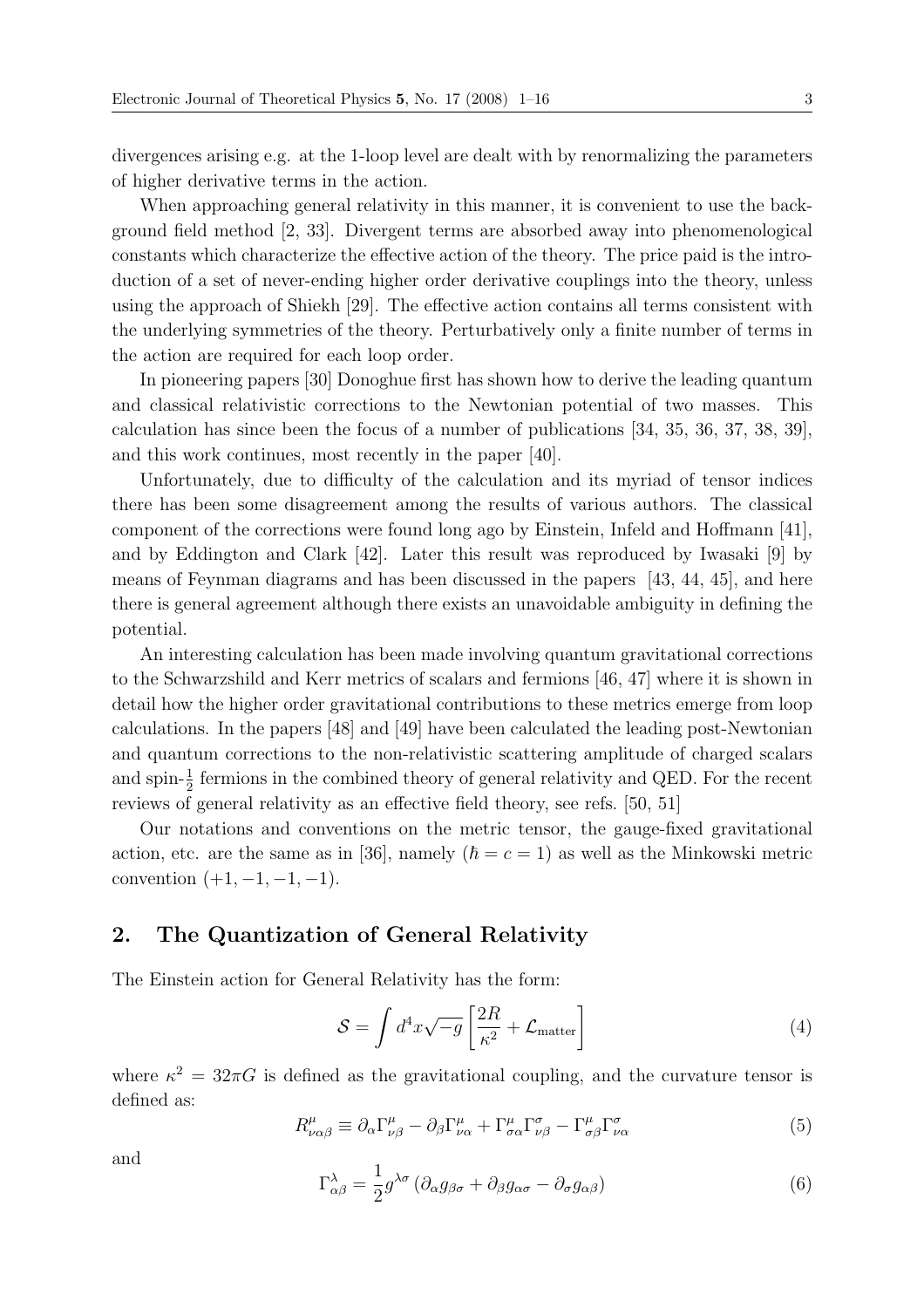divergences arising e.g. at the 1-loop level are dealt with by renormalizing the parameters of higher derivative terms in the action.

When approaching general relativity in this manner, it is convenient to use the background field method [2, 33]. Divergent terms are absorbed away into phenomenological constants which characterize the effective action of the theory. The price paid is the introduction of a set of never-ending higher order derivative couplings into the theory, unless using the approach of Shiekh [29]. The effective action contains all terms consistent with the underlying symmetries of the theory. Perturbatively only a finite number of terms in the action are required for each loop order.

In pioneering papers [30] Donoghue first has shown how to derive the leading quantum and classical relativistic corrections to the Newtonian potential of two masses. This calculation has since been the focus of a number of publications [34, 35, 36, 37, 38, 39], and this work continues, most recently in the paper [40].

Unfortunately, due to difficulty of the calculation and its myriad of tensor indices there has been some disagreement among the results of various authors. The classical component of the corrections were found long ago by Einstein, Infeld and Hoffmann [41], and by Eddington and Clark [42]. Later this result was reproduced by Iwasaki [9] by means of Feynman diagrams and has been discussed in the papers [43, 44, 45], and here there is general agreement although there exists an unavoidable ambiguity in defining the potential.

An interesting calculation has been made involving quantum gravitational corrections to the Schwarzshild and Kerr metrics of scalars and fermions [46, 47] where it is shown in detail how the higher order gravitational contributions to these metrics emerge from loop calculations. In the papers [48] and [49] have been calculated the leading post-Newtonian and quantum corrections to the non-relativistic scattering amplitude of charged scalars and spin-$\frac{1}{2}$ fermions in the combined theory of general relativity and QED. For the recent reviews of general relativity as an effective field theory, see refs. [50, 51]

Our notations and conventions on the metric tensor, the gauge-fixed gravitational action, etc. are the same as in [36], namely ($\hbar = c = 1$) as well as the Minkowski metric convention $(+1, -1, -1, -1)$.

## 2. The Quantization of General Relativity

The Einstein action for General Relativity has the form:

$$\mathcal{S} = \int d^4x \sqrt{-g} \left[ \frac{2R}{\kappa^2} + \mathcal{L}_{\text{matter}} \right] \tag{4}$$

where $\kappa^2 = 32\pi G$ is defined as the gravitational coupling, and the curvature tensor is defined as:

$$R^{\mu}_{\nu\alpha\beta} \equiv \partial_\alpha \Gamma^{\mu}_{\nu\beta} - \partial_\beta \Gamma^{\mu}_{\nu\alpha} + \Gamma^{\mu}_{\sigma\alpha}\Gamma^{\sigma}_{\nu\beta} - \Gamma^{\mu}_{\sigma\beta}\Gamma^{\sigma}_{\nu\alpha} \tag{5}$$

and

$$\Gamma^{\lambda}_{\alpha\beta} = \frac{1}{2} g^{\lambda\sigma} \left( \partial_\alpha g_{\beta\sigma} + \partial_\beta g_{\alpha\sigma} - \partial_\sigma g_{\alpha\beta} \right) \tag{6}$$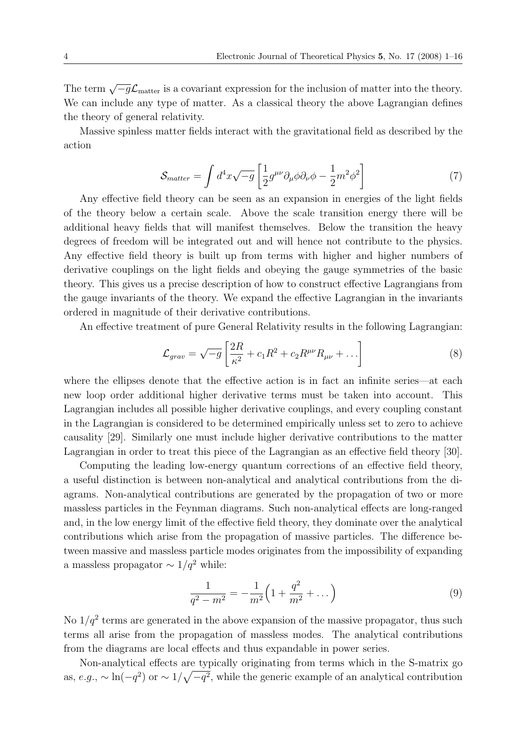The term $\sqrt{-g}\mathcal{L}_{\text{matter}}$ is a covariant expression for the inclusion of matter into the theory. We can include any type of matter. As a classical theory the above Lagrangian defines the theory of general relativity.

Massive spinless matter fields interact with the gravitational field as described by the action

$$\mathcal{S}_{matter} = \int d^4x \sqrt{-g} \left[ \frac{1}{2} g^{\mu\nu} \partial_\mu \phi \partial_\nu \phi - \frac{1}{2} m^2 \phi^2 \right] \tag{7}$$

Any effective field theory can be seen as an expansion in energies of the light fields of the theory below a certain scale. Above the scale transition energy there will be additional heavy fields that will manifest themselves. Below the transition the heavy degrees of freedom will be integrated out and will hence not contribute to the physics. Any effective field theory is built up from terms with higher and higher numbers of derivative couplings on the light fields and obeying the gauge symmetries of the basic theory. This gives us a precise description of how to construct effective Lagrangians from the gauge invariants of the theory. We expand the effective Lagrangian in the invariants ordered in magnitude of their derivative contributions.

An effective treatment of pure General Relativity results in the following Lagrangian:

$$\mathcal{L}_{grav} = \sqrt{-g} \left[ \frac{2R}{\kappa^2} + c_1 R^2 + c_2 R^{\mu\nu} R_{\mu\nu} + \ldots \right] \tag{8}$$

where the ellipses denote that the effective action is in fact an infinite series—at each new loop order additional higher derivative terms must be taken into account. This Lagrangian includes all possible higher derivative couplings, and every coupling constant in the Lagrangian is considered to be determined empirically unless set to zero to achieve causality [29]. Similarly one must include higher derivative contributions to the matter Lagrangian in order to treat this piece of the Lagrangian as an effective field theory [30].

Computing the leading low-energy quantum corrections of an effective field theory, a useful distinction is between non-analytical and analytical contributions from the diagrams. Non-analytical contributions are generated by the propagation of two or more massless particles in the Feynman diagrams. Such non-analytical effects are long-ranged and, in the low energy limit of the effective field theory, they dominate over the analytical contributions which arise from the propagation of massive particles. The difference between massive and massless particle modes originates from the impossibility of expanding a massless propagator $\sim 1/q^2$ while:

$$\frac{1}{q^2 - m^2} = -\frac{1}{m^2}\Big(1 + \frac{q^2}{m^2} + \ldots\Big) \tag{9}$$

No $1/q^2$ terms are generated in the above expansion of the massive propagator, thus such terms all arise from the propagation of massless modes. The analytical contributions from the diagrams are local effects and thus expandable in power series.

Non-analytical effects are typically originating from terms which in the S-matrix go as, *e.g.*, $\sim \ln(-q^2)$ or $\sim 1/\sqrt{-q^2}$, while the generic example of an analytical contribution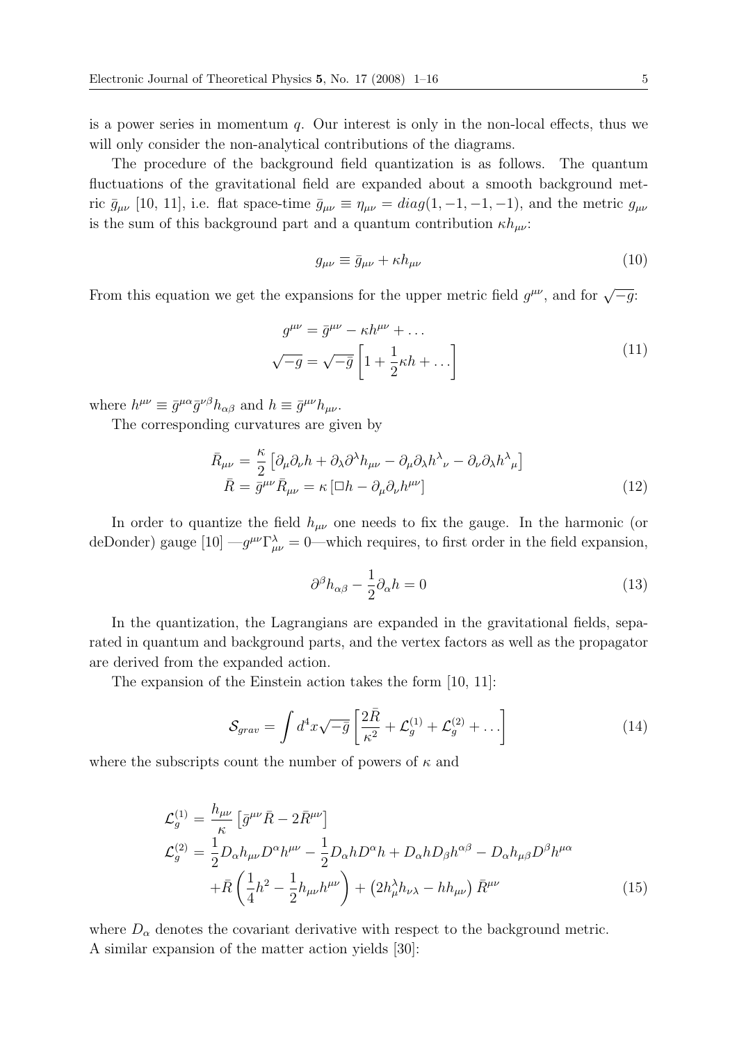is a power series in momentum $q$. Our interest is only in the non-local effects, thus we will only consider the non-analytical contributions of the diagrams.

The procedure of the background field quantization is as follows. The quantum fluctuations of the gravitational field are expanded about a smooth background metric $\bar{g}_{\mu\nu}$ [10, 11], i.e. flat space-time $\bar{g}_{\mu\nu} \equiv \eta_{\mu\nu} = diag(1, -1, -1, -1)$, and the metric $g_{\mu\nu}$ is the sum of this background part and a quantum contribution $\kappa h_{\mu\nu}$:

$$g_{\mu\nu} \equiv \bar{g}_{\mu\nu} + \kappa h_{\mu\nu} \tag{10}$$

From this equation we get the expansions for the upper metric field $g^{\mu\nu}$, and for $\sqrt{-g}$:

$$\begin{aligned} g^{\mu\nu} &= \bar{g}^{\mu\nu} - \kappa h^{\mu\nu} + \ldots \\ \sqrt{-g} &= \sqrt{-\bar{g}}\left[1 + \frac{1}{2}\kappa h + \ldots\right] \end{aligned} \tag{11}$$

where $h^{\mu\nu} \equiv \bar{g}^{\mu\alpha}\bar{g}^{\nu\beta}h_{\alpha\beta}$ and $h \equiv \bar{g}^{\mu\nu}h_{\mu\nu}$.

The corresponding curvatures are given by

$$\begin{aligned} \bar{R}_{\mu\nu} &= \frac{\kappa}{2}\left[\partial_\mu\partial_\nu h + \partial_\lambda\partial^\lambda h_{\mu\nu} - \partial_\mu\partial_\lambda h^\lambda{}_\nu - \partial_\nu\partial_\lambda h^\lambda{}_\mu\right] \\ \bar{R} &= \bar{g}^{\mu\nu}\bar{R}_{\mu\nu} = \kappa\left[\Box h - \partial_\mu\partial_\nu h^{\mu\nu}\right] \end{aligned} \tag{12}$$

In order to quantize the field $h_{\mu\nu}$ one needs to fix the gauge. In the harmonic (or deDonder) gauge [10] —$g^{\mu\nu}\Gamma^\lambda_{\mu\nu} = 0$—which requires, to first order in the field expansion,

$$\partial^\beta h_{\alpha\beta} - \frac{1}{2}\partial_\alpha h = 0 \tag{13}$$

In the quantization, the Lagrangians are expanded in the gravitational fields, separated in quantum and background parts, and the vertex factors as well as the propagator are derived from the expanded action.

The expansion of the Einstein action takes the form [10, 11]:

$$\mathcal{S}_{grav} = \int d^4x\sqrt{-\bar{g}}\left[\frac{2\bar{R}}{\kappa^2} + \mathcal{L}_g^{(1)} + \mathcal{L}_g^{(2)} + \ldots\right] \tag{14}$$

where the subscripts count the number of powers of $\kappa$ and

$$\begin{aligned} \mathcal{L}_g^{(1)} &= \frac{h_{\mu\nu}}{\kappa}\left[\bar{g}^{\mu\nu}\bar{R} - 2\bar{R}^{\mu\nu}\right] \\ \mathcal{L}_g^{(2)} &= \frac{1}{2}D_\alpha h_{\mu\nu}D^\alpha h^{\mu\nu} - \frac{1}{2}D_\alpha h D^\alpha h + D_\alpha h D_\beta h^{\alpha\beta} - D_\alpha h_{\mu\beta}D^\beta h^{\mu\alpha} \\ &\quad + \bar{R}\left(\frac{1}{4}h^2 - \frac{1}{2}h_{\mu\nu}h^{\mu\nu}\right) + \left(2h^\lambda_\mu h_{\nu\lambda} - h h_{\mu\nu}\right)\bar{R}^{\mu\nu} \end{aligned} \tag{15}$$

where $D_\alpha$ denotes the covariant derivative with respect to the background metric. A similar expansion of the matter action yields [30]: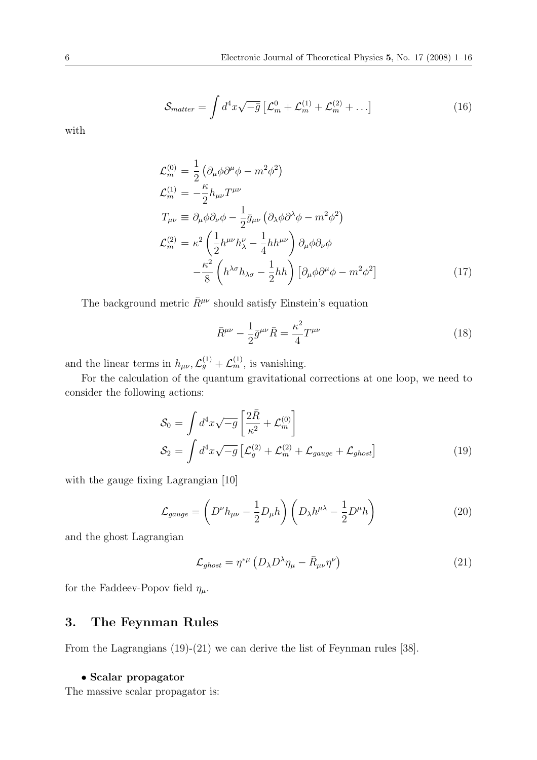$$
\mathcal{S}_{matter} = \int d^4x\sqrt{-\bar{g}}\left[\mathcal{L}_m^0 + \mathcal{L}_m^{(1)} + \mathcal{L}_m^{(2)} + \ldots\right] \tag{16}
$$

with

$$
\begin{aligned}
\mathcal{L}_m^{(0)} &= \frac{1}{2}\left(\partial_\mu\phi\partial^\mu\phi - m^2\phi^2\right) \\
\mathcal{L}_m^{(1)} &= -\frac{\kappa}{2}h_{\mu\nu}T^{\mu\nu} \\
T_{\mu\nu} &\equiv \partial_\mu\phi\partial_\nu\phi - \frac{1}{2}\bar{g}_{\mu\nu}\left(\partial_\lambda\phi\partial^\lambda\phi - m^2\phi^2\right) \\
\mathcal{L}_m^{(2)} &= \kappa^2\left(\frac{1}{2}h^{\mu\nu}h_\lambda^\nu - \frac{1}{4}hh^{\mu\nu}\right)\partial_\mu\phi\partial_\nu\phi \\
&\quad -\frac{\kappa^2}{8}\left(h^{\lambda\sigma}h_{\lambda\sigma} - \frac{1}{2}hh\right)\left[\partial_\mu\phi\partial^\mu\phi - m^2\phi^2\right]
\end{aligned} \tag{17}
$$

The background metric $\bar{R}^{\mu\nu}$ should satisfy Einstein's equation

$$
\bar{R}^{\mu\nu} - \frac{1}{2}\bar{g}^{\mu\nu}\bar{R} = \frac{\kappa^2}{4}T^{\mu\nu} \tag{18}
$$

and the linear terms in $h_{\mu\nu}, \mathcal{L}_g^{(1)} + \mathcal{L}_m^{(1)}$, is vanishing.

For the calculation of the quantum gravitational corrections at one loop, we need to consider the following actions:

$$
\begin{aligned}
\mathcal{S}_0 &= \int d^4x\sqrt{-g}\left[\frac{2\bar{R}}{\kappa^2} + \mathcal{L}_m^{(0)}\right] \\
\mathcal{S}_2 &= \int d^4x\sqrt{-g}\left[\mathcal{L}_g^{(2)} + \mathcal{L}_m^{(2)} + \mathcal{L}_{gauge} + \mathcal{L}_{ghost}\right]
\end{aligned} \tag{19}
$$

with the gauge fixing Lagrangian [10]

$$
\mathcal{L}_{gauge} = \left(D^\nu h_{\mu\nu} - \frac{1}{2}D_\mu h\right)\left(D_\lambda h^{\mu\lambda} - \frac{1}{2}D^\mu h\right) \tag{20}
$$

and the ghost Lagrangian

$$
\mathcal{L}_{ghost} = \eta^{*\mu}\left(D_\lambda D^\lambda \eta_\mu - \bar{R}_{\mu\nu}\eta^\nu\right) \tag{21}
$$

for the Faddeev-Popov field $\eta_\mu$.

## 3. The Feynman Rules

From the Lagrangians (19)-(21) we can derive the list of Feynman rules [38].

- **Scalar propagator**

The massive scalar propagator is: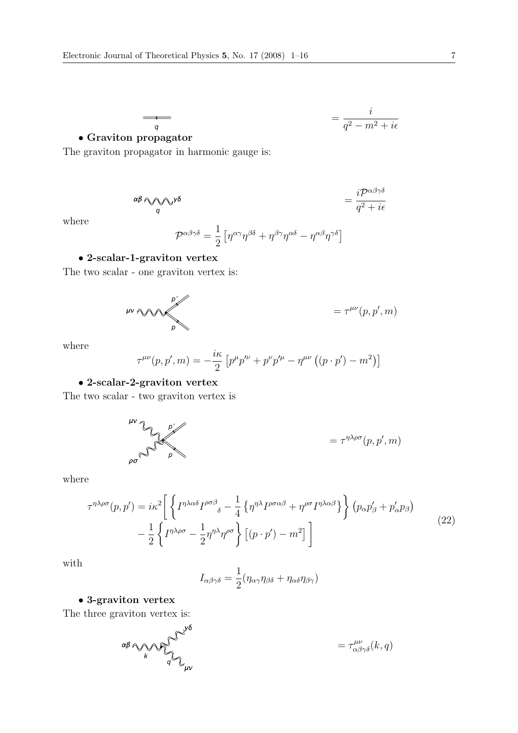$$= \frac{i}{q^2 - m^2 + i\epsilon}$$

- **Graviton propagator**

The graviton propagator in harmonic gauge is:

$$= \frac{i\mathcal{P}^{\alpha\beta\gamma\delta}}{q^2 + i\epsilon}$$

where

$$\mathcal{P}^{\alpha\beta\gamma\delta} = \frac{1}{2}\left[\eta^{\alpha\gamma}\eta^{\beta\delta} + \eta^{\beta\gamma}\eta^{\alpha\delta} - \eta^{\alpha\beta}\eta^{\gamma\delta}\right]$$

- **2-scalar-1-graviton vertex**

The two scalar - one graviton vertex is:

$$= \tau^{\mu\nu}(p, p', m)$$

where

$$\tau^{\mu\nu}(p, p', m) = -\frac{i\kappa}{2}\left[p^\mu p'^\nu + p^\nu p'^\mu - \eta^{\mu\nu}\left((p \cdot p') - m^2\right)\right]$$

- **2-scalar-2-graviton vertex**

The two scalar - two graviton vertex is

$$= \tau^{\eta\lambda\rho\sigma}(p, p', m)$$

where

$$\begin{aligned}
\tau^{\eta\lambda\rho\sigma}(p, p') = i\kappa^2 \Bigg[ &\left\{ I^{\eta\lambda\alpha\delta} I^{\rho\sigma\beta}{}_{\delta} - \frac{1}{4}\left\{\eta^{\eta\lambda} I^{\rho\sigma\alpha\beta} + \eta^{\rho\sigma} I^{\eta\lambda\alpha\beta}\right\}\right\}\left(p_\alpha p'_\beta + p'_\alpha p_\beta\right) \\
&- \frac{1}{2}\left\{ I^{\eta\lambda\rho\sigma} - \frac{1}{2}\eta^{\eta\lambda}\eta^{\rho\sigma}\right\}\left[(p \cdot p') - m^2\right]\Bigg]
\end{aligned} \tag{22}$$

with

$$I_{\alpha\beta\gamma\delta} = \frac{1}{2}(\eta_{\alpha\gamma}\eta_{\beta\delta} + \eta_{\alpha\delta}\eta_{\beta\gamma})$$

- **3-graviton vertex**

The three graviton vertex is:

$$= \tau^{\mu\nu}_{\alpha\beta\gamma\delta}(k, q)$$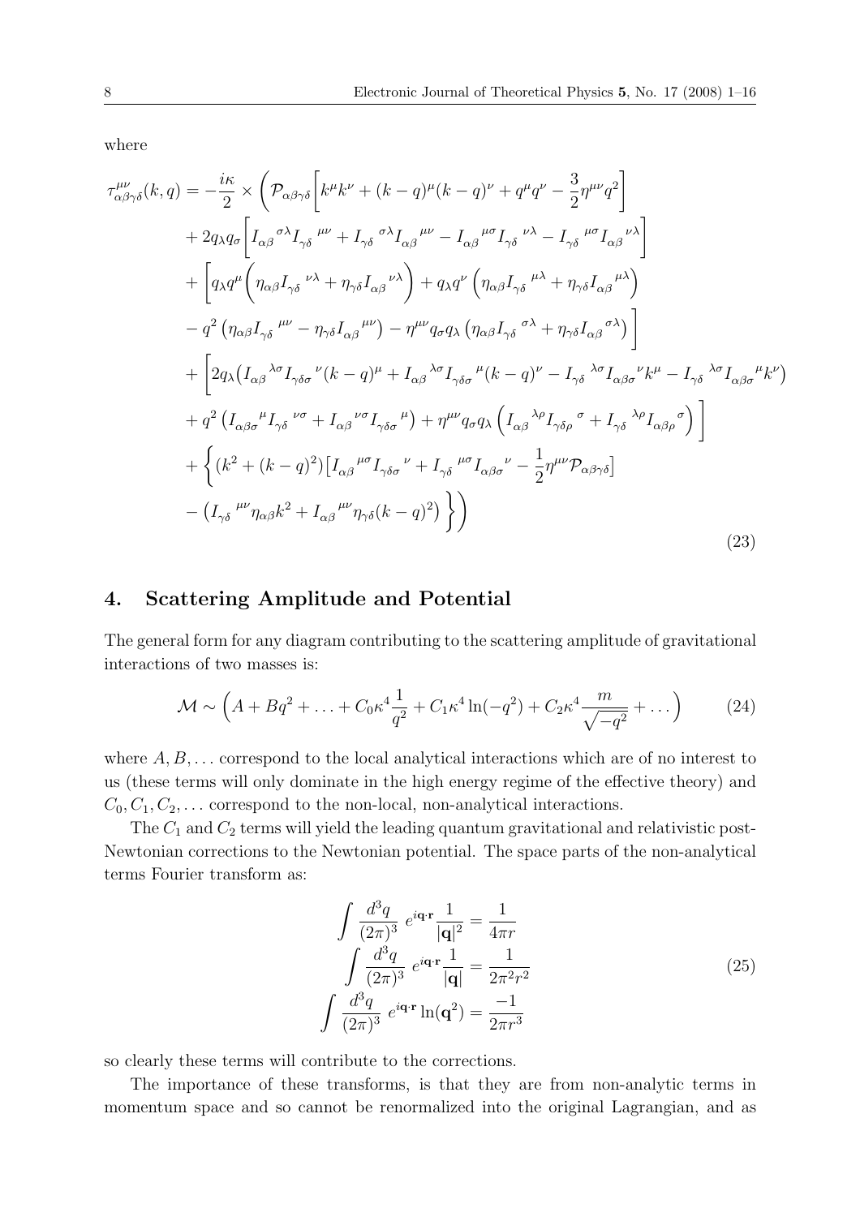where

$$
\begin{aligned}
\tau^{\mu\nu}_{\alpha\beta\gamma\delta}(k,q) = &-\frac{i\kappa}{2} \times \Bigg( \mathcal{P}_{\alpha\beta\gamma\delta}\left[ k^\mu k^\nu + (k-q)^\mu (k-q)^\nu + q^\mu q^\nu - \frac{3}{2}\eta^{\mu\nu} q^2 \right] \\
&+ 2q_\lambda q_\sigma \left[ I_{\alpha\beta}{}^{\sigma\lambda} I_{\gamma\delta}{}^{\mu\nu} + I_{\gamma\delta}{}^{\sigma\lambda} I_{\alpha\beta}{}^{\mu\nu} - I_{\alpha\beta}{}^{\mu\sigma} I_{\gamma\delta}{}^{\nu\lambda} - I_{\gamma\delta}{}^{\mu\sigma} I_{\alpha\beta}{}^{\nu\lambda} \right] \\
&+ \Bigg[ q_\lambda q^\mu \left( \eta_{\alpha\beta} I_{\gamma\delta}{}^{\nu\lambda} + \eta_{\gamma\delta} I_{\alpha\beta}{}^{\nu\lambda} \right) + q_\lambda q^\nu \left( \eta_{\alpha\beta} I_{\gamma\delta}{}^{\mu\lambda} + \eta_{\gamma\delta} I_{\alpha\beta}{}^{\mu\lambda} \right) \\
&- q^2 \left( \eta_{\alpha\beta} I_{\gamma\delta}{}^{\mu\nu} - \eta_{\gamma\delta} I_{\alpha\beta}{}^{\mu\nu} \right) - \eta^{\mu\nu} q_\sigma q_\lambda \left( \eta_{\alpha\beta} I_{\gamma\delta}{}^{\sigma\lambda} + \eta_{\gamma\delta} I_{\alpha\beta}{}^{\sigma\lambda} \right) \Bigg] \\
&+ \Bigg[ 2q_\lambda \big( I_{\alpha\beta}{}^{\lambda\sigma} I_{\gamma\delta\sigma}{}^{\nu} (k-q)^\mu + I_{\alpha\beta}{}^{\lambda\sigma} I_{\gamma\delta\sigma}{}^{\mu} (k-q)^\nu - I_{\gamma\delta}{}^{\lambda\sigma} I_{\alpha\beta\sigma}{}^{\nu} k^\mu - I_{\gamma\delta}{}^{\lambda\sigma} I_{\alpha\beta\sigma}{}^{\mu} k^\nu \big) \\
&+ q^2 \left( I_{\alpha\beta\sigma}{}^{\mu} I_{\gamma\delta}{}^{\nu\sigma} + I_{\alpha\beta}{}^{\nu\sigma} I_{\gamma\delta\sigma}{}^{\mu} \right) + \eta^{\mu\nu} q_\sigma q_\lambda \left( I_{\alpha\beta}{}^{\lambda\rho} I_{\gamma\delta\rho}{}^{\sigma} + I_{\gamma\delta}{}^{\lambda\rho} I_{\alpha\beta\rho}{}^{\sigma} \right) \Bigg] \\
&+ \Big\{ (k^2 + (k-q)^2) \big[ I_{\alpha\beta}{}^{\mu\sigma} I_{\gamma\delta\sigma}{}^{\nu} + I_{\gamma\delta}{}^{\mu\sigma} I_{\alpha\beta\sigma}{}^{\nu} - \frac{1}{2}\eta^{\mu\nu} \mathcal{P}_{\alpha\beta\gamma\delta} \big] \\
&- \left( I_{\gamma\delta}{}^{\mu\nu} \eta_{\alpha\beta} k^2 + I_{\alpha\beta}{}^{\mu\nu} \eta_{\gamma\delta} (k-q)^2 \right) \Big\} \Bigg)
\end{aligned}
\tag{23}
$$

## 4. Scattering Amplitude and Potential

The general form for any diagram contributing to the scattering amplitude of gravitational interactions of two masses is:

$$
\mathcal{M} \sim \left( A + Bq^2 + \ldots + C_0 \kappa^4 \frac{1}{q^2} + C_1 \kappa^4 \ln(-q^2) + C_2 \kappa^4 \frac{m}{\sqrt{-q^2}} + \ldots \right) \tag{24}
$$

where $A, B, \ldots$ correspond to the local analytical interactions which are of no interest to us (these terms will only dominate in the high energy regime of the effective theory) and $C_0, C_1, C_2, \ldots$ correspond to the non-local, non-analytical interactions.

The $C_1$ and $C_2$ terms will yield the leading quantum gravitational and relativistic post-Newtonian corrections to the Newtonian potential. The space parts of the non-analytical terms Fourier transform as:

$$
\begin{aligned}
\int \frac{d^3q}{(2\pi)^3}\, e^{i\mathbf{q}\cdot\mathbf{r}} \frac{1}{|\mathbf{q}|^2} &= \frac{1}{4\pi r} \\
\int \frac{d^3q}{(2\pi)^3}\, e^{i\mathbf{q}\cdot\mathbf{r}} \frac{1}{|\mathbf{q}|} &= \frac{1}{2\pi^2 r^2} \\
\int \frac{d^3q}{(2\pi)^3}\, e^{i\mathbf{q}\cdot\mathbf{r}} \ln(\mathbf{q}^2) &= \frac{-1}{2\pi r^3}
\end{aligned}
\tag{25}
$$

so clearly these terms will contribute to the corrections.

The importance of these transforms, is that they are from non-analytic terms in momentum space and so cannot be renormalized into the original Lagrangian, and as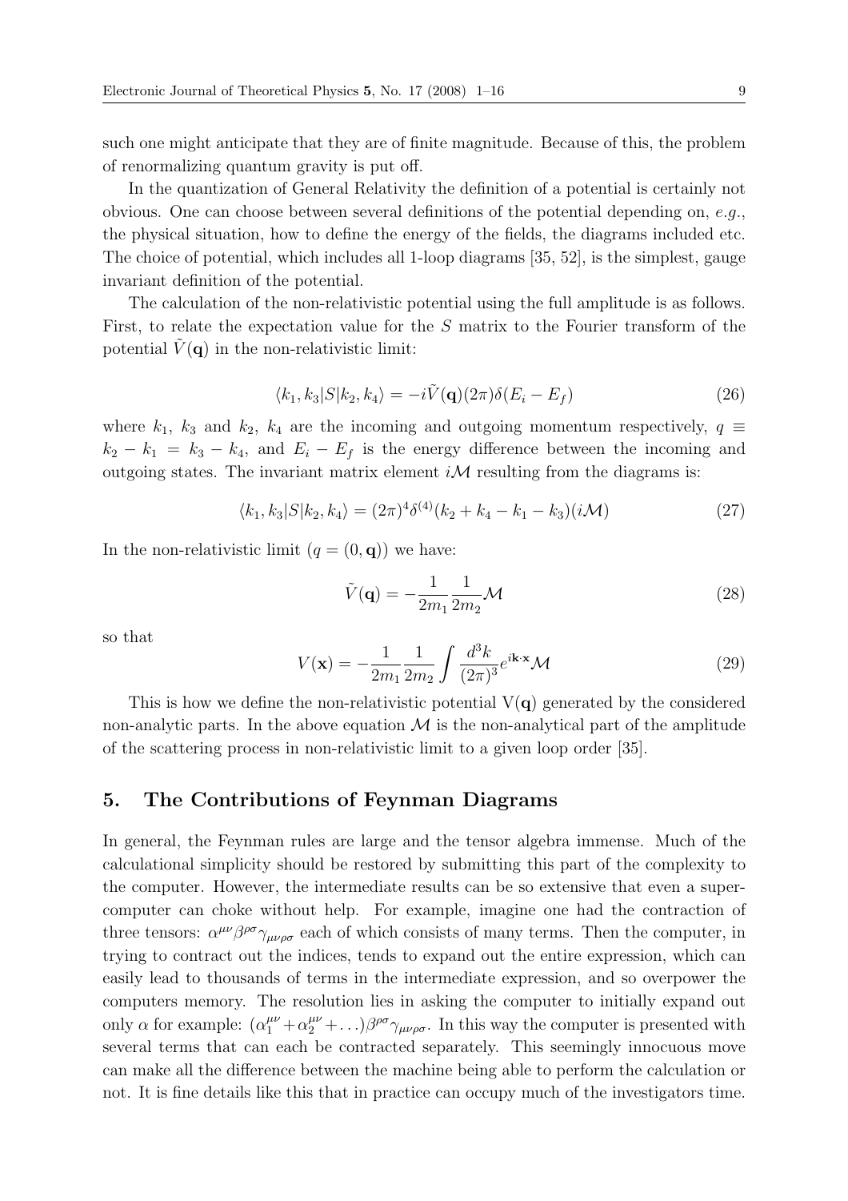such one might anticipate that they are of finite magnitude. Because of this, the problem of renormalizing quantum gravity is put off.

In the quantization of General Relativity the definition of a potential is certainly not obvious. One can choose between several definitions of the potential depending on, *e.g.*, the physical situation, how to define the energy of the fields, the diagrams included etc. The choice of potential, which includes all 1-loop diagrams [35, 52], is the simplest, gauge invariant definition of the potential.

The calculation of the non-relativistic potential using the full amplitude is as follows. First, to relate the expectation value for the $S$ matrix to the Fourier transform of the potential $\tilde{V}(\mathbf{q})$ in the non-relativistic limit:

$$\langle k_1, k_3 | S | k_2, k_4 \rangle = -i\tilde{V}(\mathbf{q})(2\pi)\delta(E_i - E_f) \tag{26}$$

where $k_1$, $k_3$ and $k_2$, $k_4$ are the incoming and outgoing momentum respectively, $q \equiv k_2 - k_1 = k_3 - k_4$, and $E_i - E_f$ is the energy difference between the incoming and outgoing states. The invariant matrix element $i\mathcal{M}$ resulting from the diagrams is:

$$\langle k_1, k_3 | S | k_2, k_4 \rangle = (2\pi)^4 \delta^{(4)}(k_2 + k_4 - k_1 - k_3)(i\mathcal{M}) \tag{27}$$

In the non-relativistic limit ($q = (0, \mathbf{q})$) we have:

$$\tilde{V}(\mathbf{q}) = -\frac{1}{2m_1}\frac{1}{2m_2}\mathcal{M} \tag{28}$$

so that

$$V(\mathbf{x}) = -\frac{1}{2m_1}\frac{1}{2m_2}\int \frac{d^3k}{(2\pi)^3} e^{i\mathbf{k}\cdot\mathbf{x}}\mathcal{M} \tag{29}$$

This is how we define the non-relativistic potential V($\mathbf{q}$) generated by the considered non-analytic parts. In the above equation $\mathcal{M}$ is the non-analytical part of the amplitude of the scattering process in non-relativistic limit to a given loop order [35].

## 5. The Contributions of Feynman Diagrams

In general, the Feynman rules are large and the tensor algebra immense. Much of the calculational simplicity should be restored by submitting this part of the complexity to the computer. However, the intermediate results can be so extensive that even a super-computer can choke without help. For example, imagine one had the contraction of three tensors: $\alpha^{\mu\nu}\beta^{\rho\sigma}\gamma_{\mu\nu\rho\sigma}$ each of which consists of many terms. Then the computer, in trying to contract out the indices, tends to expand out the entire expression, which can easily lead to thousands of terms in the intermediate expression, and so overpower the computers memory. The resolution lies in asking the computer to initially expand out only $\alpha$ for example: $(\alpha_1^{\mu\nu} + \alpha_2^{\mu\nu} + \ldots)\beta^{\rho\sigma}\gamma_{\mu\nu\rho\sigma}$. In this way the computer is presented with several terms that can each be contracted separately. This seemingly innocuous move can make all the difference between the machine being able to perform the calculation or not. It is fine details like this that in practice can occupy much of the investigators time.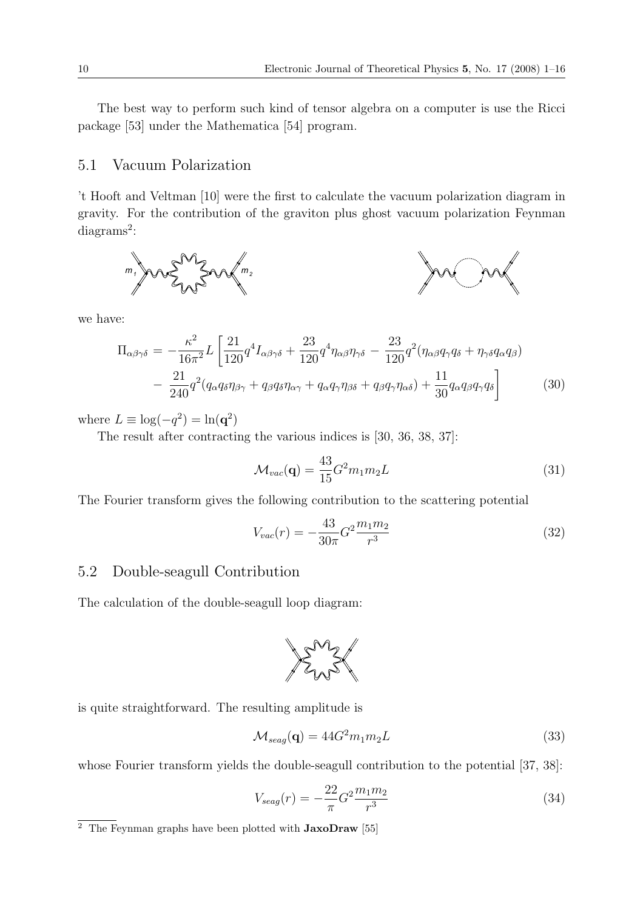The best way to perform such kind of tensor algebra on a computer is use the Ricci package [53] under the Mathematica [54] program.

## 5.1 Vacuum Polarization

't Hooft and Veltman [10] were the first to calculate the vacuum polarization diagram in gravity. For the contribution of the graviton plus ghost vacuum polarization Feynman diagrams[2]:

we have:

$$\Pi_{\alpha\beta\gamma\delta} = -\frac{\kappa^2}{16\pi^2}L\left[\frac{21}{120}q^4 I_{\alpha\beta\gamma\delta} + \frac{23}{120}q^4\eta_{\alpha\beta}\eta_{\gamma\delta} - \frac{23}{120}q^2(\eta_{\alpha\beta}q_\gamma q_\delta + \eta_{\gamma\delta}q_\alpha q_\beta)\right.$$
$$\left. - \frac{21}{240}q^2(q_\alpha q_\delta \eta_{\beta\gamma} + q_\beta q_\delta \eta_{\alpha\gamma} + q_\alpha q_\gamma \eta_{\beta\delta} + q_\beta q_\gamma \eta_{\alpha\delta}) + \frac{11}{30}q_\alpha q_\beta q_\gamma q_\delta\right] \tag{30}$$

where $L \equiv \log(-q^2) = \ln(\mathbf{q}^2)$

The result after contracting the various indices is [30, 36, 38, 37]:

$$\mathcal{M}_{vac}(\mathbf{q}) = \frac{43}{15}G^2 m_1 m_2 L \tag{31}$$

The Fourier transform gives the following contribution to the scattering potential

$$V_{vac}(r) = -\frac{43}{30\pi}G^2\frac{m_1 m_2}{r^3} \tag{32}$$

## 5.2 Double-seagull Contribution

The calculation of the double-seagull loop diagram:

is quite straightforward. The resulting amplitude is

$$\mathcal{M}_{seag}(\mathbf{q}) = 44G^2 m_1 m_2 L \tag{33}$$

whose Fourier transform yields the double-seagull contribution to the potential [37, 38]:

$$V_{seag}(r) = -\frac{22}{\pi}G^2\frac{m_1 m_2}{r^3} \tag{34}$$

[2] The Feynman graphs have been plotted with **JaxoDraw** [55]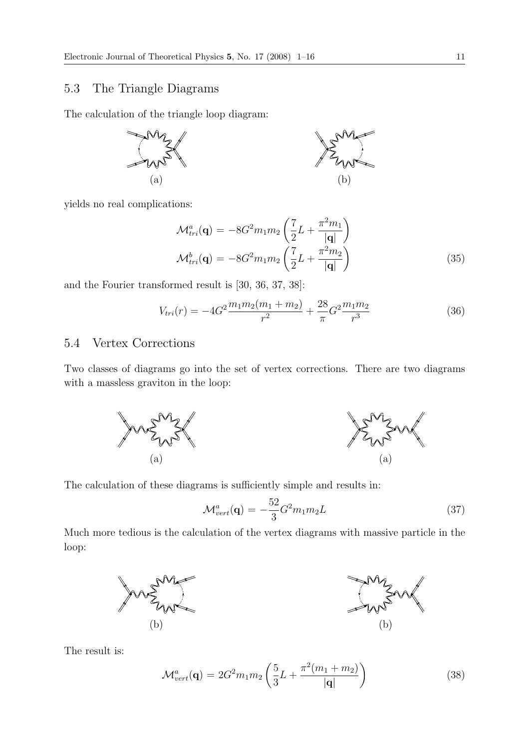## 5.3 The Triangle Diagrams

The calculation of the triangle loop diagram:

(a) (b)

yields no real complications:

$$
\begin{aligned}
\mathcal{M}^a_{tri}(\mathbf{q}) &= -8G^2 m_1 m_2 \left(\frac{7}{2}L + \frac{\pi^2 m_1}{|\mathbf{q}|}\right) \\
\mathcal{M}^b_{tri}(\mathbf{q}) &= -8G^2 m_1 m_2 \left(\frac{7}{2}L + \frac{\pi^2 m_2}{|\mathbf{q}|}\right)
\end{aligned}
\tag{35}
$$

and the Fourier transformed result is [30, 36, 37, 38]:

$$
V_{tri}(r) = -4G^2 \frac{m_1 m_2 (m_1 + m_2)}{r^2} + \frac{28}{\pi} G^2 \frac{m_1 m_2}{r^3} \tag{36}
$$

## 5.4 Vertex Corrections

Two classes of diagrams go into the set of vertex corrections. There are two diagrams with a massless graviton in the loop:

(a) (a)

The calculation of these diagrams is sufficiently simple and results in:

$$
\mathcal{M}^a_{vert}(\mathbf{q}) = -\frac{52}{3} G^2 m_1 m_2 L \tag{37}
$$

Much more tedious is the calculation of the vertex diagrams with massive particle in the loop:

(b) (b)

The result is:

$$
\mathcal{M}^a_{vert}(\mathbf{q}) = 2G^2 m_1 m_2 \left(\frac{5}{3}L + \frac{\pi^2 (m_1 + m_2)}{|\mathbf{q}|}\right) \tag{38}
$$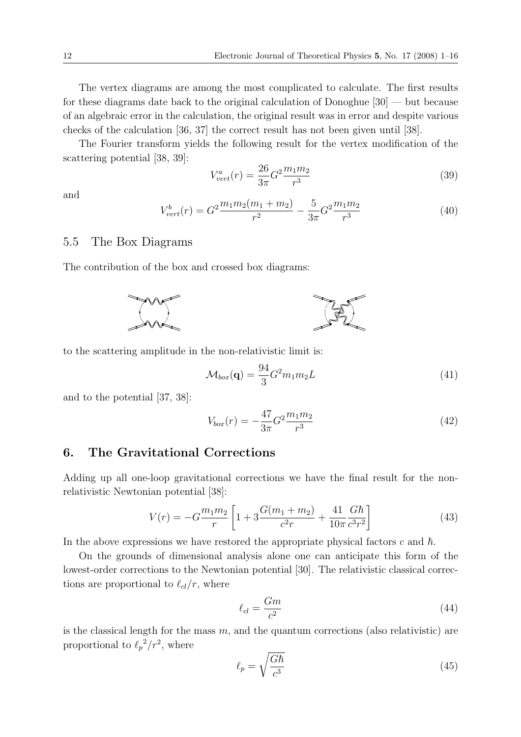The vertex diagrams are among the most complicated to calculate. The first results for these diagrams date back to the original calculation of Donoghue [30] — but because of an algebraic error in the calculation, the original result was in error and despite various checks of the calculation [36, 37] the correct result has not been given until [38].

The Fourier transform yields the following result for the vertex modification of the scattering potential [38, 39]:

$$V_{vert}^{a}(r) = \frac{26}{3\pi} G^2 \frac{m_1 m_2}{r^3} \tag{39}$$

and

$$V_{vert}^{b}(r) = G^2 \frac{m_1 m_2 (m_1 + m_2)}{r^2} - \frac{5}{3\pi} G^2 \frac{m_1 m_2}{r^3} \tag{40}$$

## 5.5 The Box Diagrams

The contribution of the box and crossed box diagrams:

to the scattering amplitude in the non-relativistic limit is:

$$\mathcal{M}_{box}(\mathbf{q}) = \frac{94}{3} G^2 m_1 m_2 L \tag{41}$$

and to the potential [37, 38]:

$$V_{box}(r) = -\frac{47}{3\pi} G^2 \frac{m_1 m_2}{r^3} \tag{42}$$

# 6. The Gravitational Corrections

Adding up all one-loop gravitational corrections we have the final result for the non-relativistic Newtonian potential [38]:

$$V(r) = -G \frac{m_1 m_2}{r} \left[ 1 + 3 \frac{G(m_1 + m_2)}{c^2 r} + \frac{41}{10\pi} \frac{G\hbar}{c^3 r^2} \right] \tag{43}$$

In the above expressions we have restored the appropriate physical factors $c$ and $\hbar$.

On the grounds of dimensional analysis alone one can anticipate this form of the lowest-order corrections to the Newtonian potential [30]. The relativistic classical corrections are proportional to $\ell_{cl}/r$, where

$$\ell_{cl} = \frac{Gm}{c^2} \tag{44}$$

is the classical length for the mass $m$, and the quantum corrections (also relativistic) are proportional to ${\ell_p}^2/r^2$, where

$$\ell_p = \sqrt{\frac{G\hbar}{c^3}} \tag{45}$$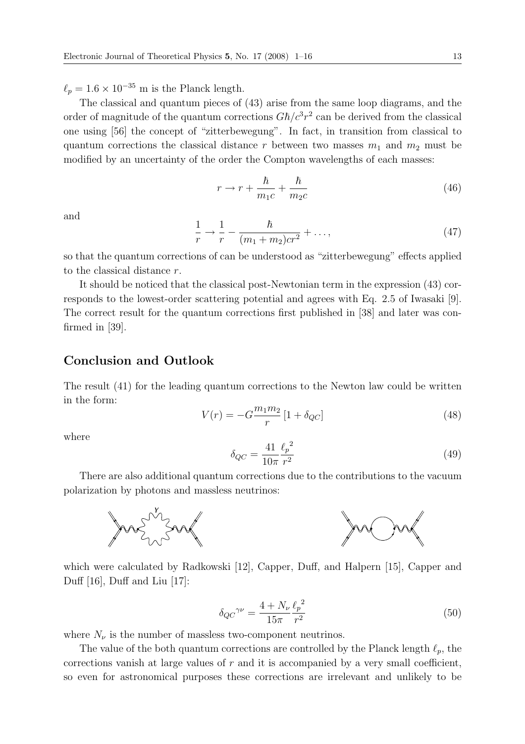$\ell_p = 1.6 \times 10^{-35}$ m is the Planck length.

The classical and quantum pieces of (43) arise from the same loop diagrams, and the order of magnitude of the quantum corrections $G\hbar/c^3r^2$ can be derived from the classical one using [56] the concept of "zitterbewegung". In fact, in transition from classical to quantum corrections the classical distance $r$ between two masses $m_1$ and $m_2$ must be modified by an uncertainty of the order the Compton wavelengths of each masses:

$$r \to r + \frac{\hbar}{m_1 c} + \frac{\hbar}{m_2 c} \tag{46}$$

and

$$\frac{1}{r} \to \frac{1}{r} - \frac{\hbar}{(m_1 + m_2)cr^2} + \dots, \tag{47}$$

so that the quantum corrections of can be understood as "zitterbewegung" effects applied to the classical distance $r$.

It should be noticed that the classical post-Newtonian term in the expression (43) corresponds to the lowest-order scattering potential and agrees with Eq. 2.5 of Iwasaki [9]. The correct result for the quantum corrections first published in [38] and later was confirmed in [39].

## Conclusion and Outlook

The result (41) for the leading quantum corrections to the Newton law could be written in the form:

$$V(r) = -G\frac{m_1 m_2}{r}\left[1 + \delta_{QC}\right] \tag{48}$$

where

$$\delta_{QC} = \frac{41}{10\pi}\frac{{\ell_p}^2}{r^2} \tag{49}$$

There are also additional quantum corrections due to the contributions to the vacuum polarization by photons and massless neutrinos:

which were calculated by Radkowski [12], Capper, Duff, and Halpern [15], Capper and Duff [16], Duff and Liu [17]:

$$\delta_{QC}{}^{\gamma\nu} = \frac{4 + N_\nu}{15\pi}\frac{{\ell_p}^2}{r^2} \tag{50}$$

where $N_\nu$ is the number of massless two-component neutrinos.

The value of the both quantum corrections are controlled by the Planck length $\ell_p$, the corrections vanish at large values of $r$ and it is accompanied by a very small coefficient, so even for astronomical purposes these corrections are irrelevant and unlikely to be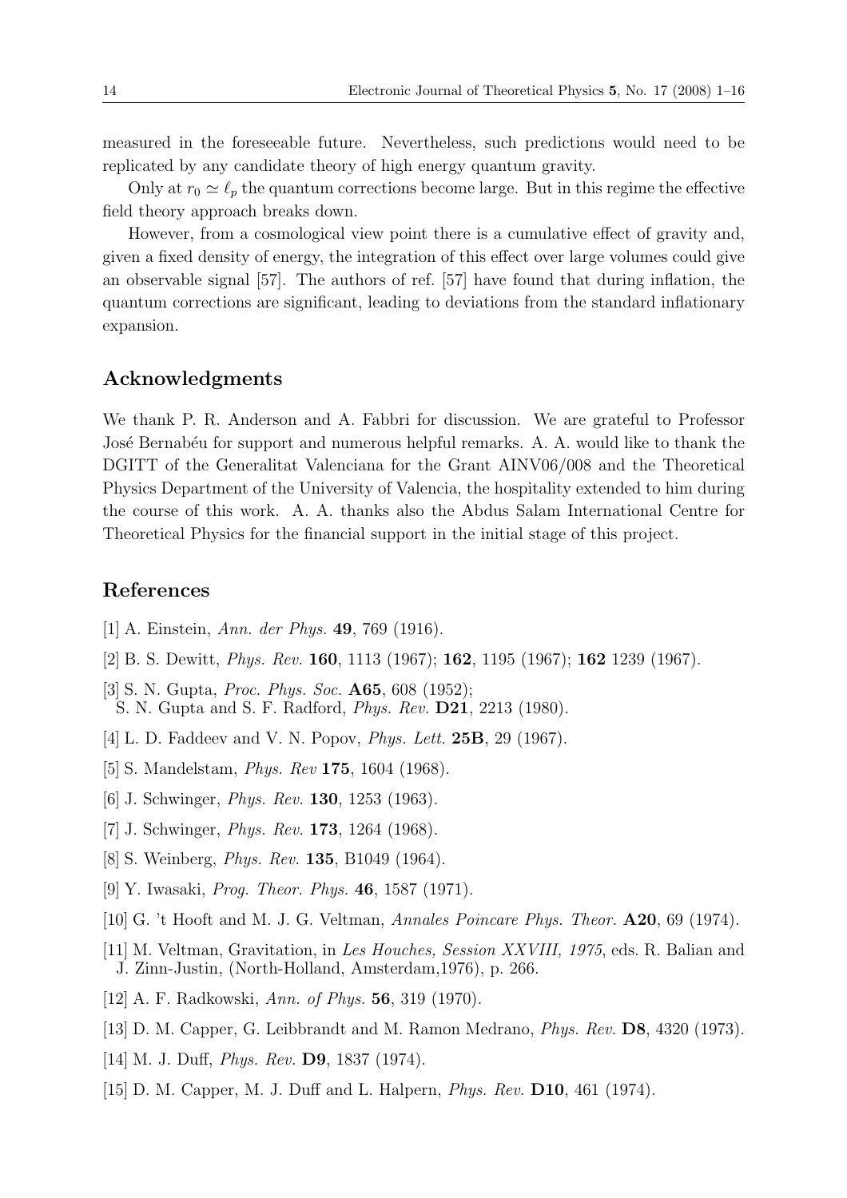measured in the foreseeable future. Nevertheless, such predictions would need to be replicated by any candidate theory of high energy quantum gravity.

Only at $r_0 \simeq \ell_p$ the quantum corrections become large. But in this regime the effective field theory approach breaks down.

However, from a cosmological view point there is a cumulative effect of gravity and, given a fixed density of energy, the integration of this effect over large volumes could give an observable signal [57]. The authors of ref. [57] have found that during inflation, the quantum corrections are significant, leading to deviations from the standard inflationary expansion.

## Acknowledgments

We thank P. R. Anderson and A. Fabbri for discussion. We are grateful to Professor José Bernabéu for support and numerous helpful remarks. A. A. would like to thank the DGITT of the Generalitat Valenciana for the Grant AINV06/008 and the Theoretical Physics Department of the University of Valencia, the hospitality extended to him during the course of this work. A. A. thanks also the Abdus Salam International Centre for Theoretical Physics for the financial support in the initial stage of this project.

## References

[1] A. Einstein, *Ann. der Phys.* **49**, 769 (1916).

[2] B. S. Dewitt, *Phys. Rev.* **160**, 1113 (1967); **162**, 1195 (1967); **162** 1239 (1967).

[3] S. N. Gupta, *Proc. Phys. Soc.* **A65**, 608 (1952);
S. N. Gupta and S. F. Radford, *Phys. Rev.* **D21**, 2213 (1980).

[4] L. D. Faddeev and V. N. Popov, *Phys. Lett.* **25B**, 29 (1967).

[5] S. Mandelstam, *Phys. Rev* **175**, 1604 (1968).

[6] J. Schwinger, *Phys. Rev.* **130**, 1253 (1963).

[7] J. Schwinger, *Phys. Rev.* **173**, 1264 (1968).

[8] S. Weinberg, *Phys. Rev.* **135**, B1049 (1964).

[9] Y. Iwasaki, *Prog. Theor. Phys.* **46**, 1587 (1971).

[10] G. 't Hooft and M. J. G. Veltman, *Annales Poincare Phys. Theor.* **A20**, 69 (1974).

[11] M. Veltman, Gravitation, in *Les Houches, Session XXVIII, 1975*, eds. R. Balian and J. Zinn-Justin, (North-Holland, Amsterdam,1976), p. 266.

[12] A. F. Radkowski, *Ann. of Phys.* **56**, 319 (1970).

[13] D. M. Capper, G. Leibbrandt and M. Ramon Medrano, *Phys. Rev.* **D8**, 4320 (1973).

[14] M. J. Duff, *Phys. Rev.* **D9**, 1837 (1974).

[15] D. M. Capper, M. J. Duff and L. Halpern, *Phys. Rev.* **D10**, 461 (1974).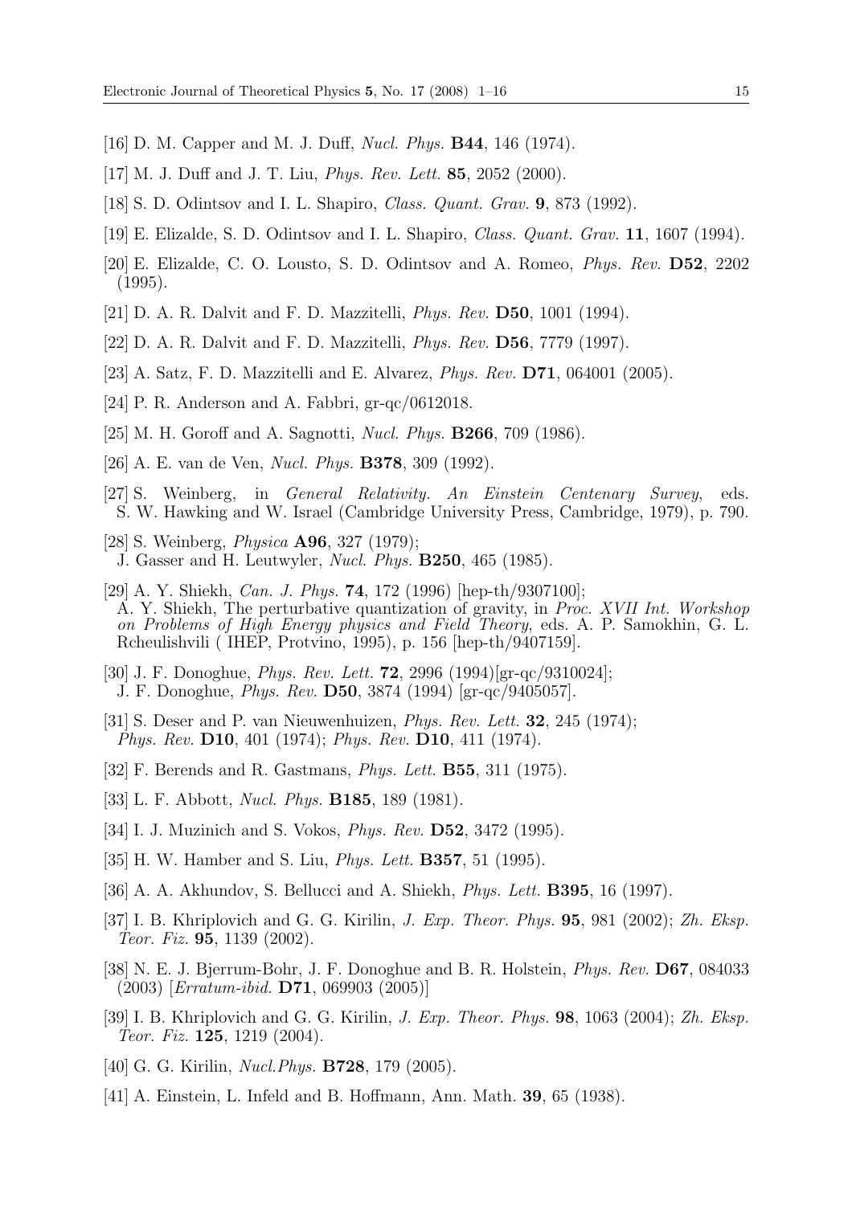[16] D. M. Capper and M. J. Duff, *Nucl. Phys.* **B44**, 146 (1974).

[17] M. J. Duff and J. T. Liu, *Phys. Rev. Lett.* **85**, 2052 (2000).

[18] S. D. Odintsov and I. L. Shapiro, *Class. Quant. Grav.* **9**, 873 (1992).

[19] E. Elizalde, S. D. Odintsov and I. L. Shapiro, *Class. Quant. Grav.* **11**, 1607 (1994).

[20] E. Elizalde, C. O. Lousto, S. D. Odintsov and A. Romeo, *Phys. Rev.* **D52**, 2202 (1995).

[21] D. A. R. Dalvit and F. D. Mazzitelli, *Phys. Rev.* **D50**, 1001 (1994).

[22] D. A. R. Dalvit and F. D. Mazzitelli, *Phys. Rev.* **D56**, 7779 (1997).

[23] A. Satz, F. D. Mazzitelli and E. Alvarez, *Phys. Rev.* **D71**, 064001 (2005).

[24] P. R. Anderson and A. Fabbri, gr-qc/0612018.

[25] M. H. Goroff and A. Sagnotti, *Nucl. Phys.* **B266**, 709 (1986).

[26] A. E. van de Ven, *Nucl. Phys.* **B378**, 309 (1992).

[27] S. Weinberg, in *General Relativity. An Einstein Centenary Survey*, eds. S. W. Hawking and W. Israel (Cambridge University Press, Cambridge, 1979), p. 790.

[28] S. Weinberg, *Physica* **A96**, 327 (1979);
J. Gasser and H. Leutwyler, *Nucl. Phys.* **B250**, 465 (1985).

[29] A. Y. Shiekh, *Can. J. Phys.* **74**, 172 (1996) [hep-th/9307100];
A. Y. Shiekh, The perturbative quantization of gravity, in *Proc. XVII Int. Workshop on Problems of High Energy physics and Field Theory*, eds. A. P. Samokhin, G. L. Rcheulishvili ( IHEP, Protvino, 1995), p. 156 [hep-th/9407159].

[30] J. F. Donoghue, *Phys. Rev. Lett.* **72**, 2996 (1994)[gr-qc/9310024];
J. F. Donoghue, *Phys. Rev.* **D50**, 3874 (1994) [gr-qc/9405057].

[31] S. Deser and P. van Nieuwenhuizen, *Phys. Rev. Lett.* **32**, 245 (1974);
*Phys. Rev.* **D10**, 401 (1974); *Phys. Rev.* **D10**, 411 (1974).

[32] F. Berends and R. Gastmans, *Phys. Lett.* **B55**, 311 (1975).

[33] L. F. Abbott, *Nucl. Phys.* **B185**, 189 (1981).

[34] I. J. Muzinich and S. Vokos, *Phys. Rev.* **D52**, 3472 (1995).

[35] H. W. Hamber and S. Liu, *Phys. Lett.* **B357**, 51 (1995).

[36] A. A. Akhundov, S. Bellucci and A. Shiekh, *Phys. Lett.* **B395**, 16 (1997).

[37] I. B. Khriplovich and G. G. Kirilin, *J. Exp. Theor. Phys.* **95**, 981 (2002); *Zh. Eksp. Teor. Fiz.* **95**, 1139 (2002).

[38] N. E. J. Bjerrum-Bohr, J. F. Donoghue and B. R. Holstein, *Phys. Rev.* **D67**, 084033 (2003) [*Erratum-ibid.* **D71**, 069903 (2005)]

[39] I. B. Khriplovich and G. G. Kirilin, *J. Exp. Theor. Phys.* **98**, 1063 (2004); *Zh. Eksp. Teor. Fiz.* **125**, 1219 (2004).

[40] G. G. Kirilin, *Nucl.Phys.* **B728**, 179 (2005).

[41] A. Einstein, L. Infeld and B. Hoffmann, Ann. Math. **39**, 65 (1938).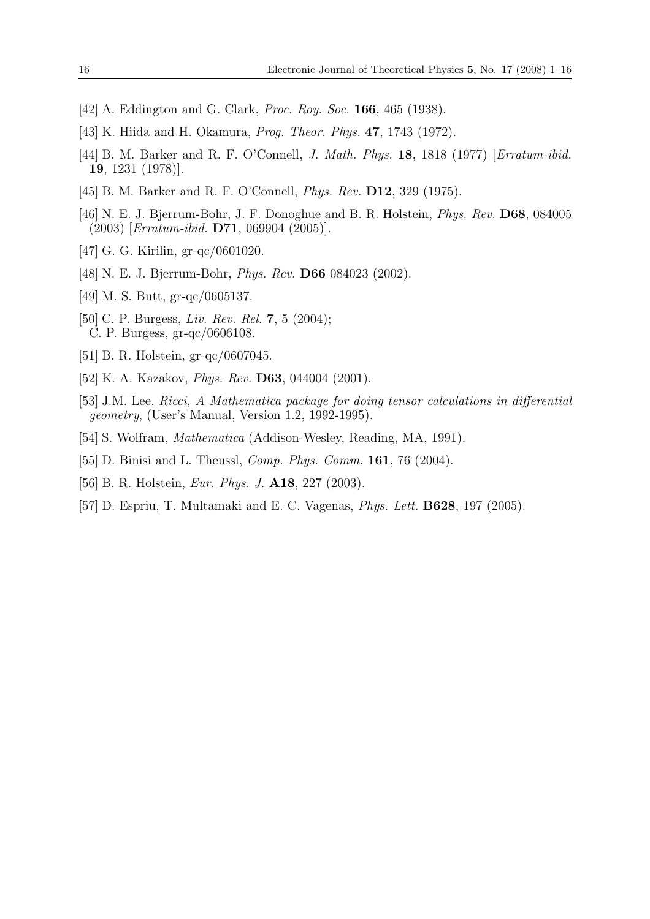[42] A. Eddington and G. Clark, *Proc. Roy. Soc.* **166**, 465 (1938).

[43] K. Hiida and H. Okamura, *Prog. Theor. Phys.* **47**, 1743 (1972).

[44] B. M. Barker and R. F. O'Connell, *J. Math. Phys.* **18**, 1818 (1977) [*Erratum-ibid.* **19**, 1231 (1978)].

[45] B. M. Barker and R. F. O'Connell, *Phys. Rev.* **D12**, 329 (1975).

[46] N. E. J. Bjerrum-Bohr, J. F. Donoghue and B. R. Holstein, *Phys. Rev.* **D68**, 084005 (2003) [*Erratum-ibid.* **D71**, 069904 (2005)].

[47] G. G. Kirilin, gr-qc/0601020.

[48] N. E. J. Bjerrum-Bohr, *Phys. Rev.* **D66** 084023 (2002).

[49] M. S. Butt, gr-qc/0605137.

[50] C. P. Burgess, *Liv. Rev. Rel.* **7**, 5 (2004);
C. P. Burgess, gr-qc/0606108.

[51] B. R. Holstein, gr-qc/0607045.

[52] K. A. Kazakov, *Phys. Rev.* **D63**, 044004 (2001).

[53] J.M. Lee, *Ricci, A Mathematica package for doing tensor calculations in differential geometry*, (User's Manual, Version 1.2, 1992-1995).

[54] S. Wolfram, *Mathematica* (Addison-Wesley, Reading, MA, 1991).

[55] D. Binisi and L. Theussl, *Comp. Phys. Comm.* **161**, 76 (2004).

[56] B. R. Holstein, *Eur. Phys. J.* **A18**, 227 (2003).

[57] D. Espriu, T. Multamaki and E. C. Vagenas, *Phys. Lett.* **B628**, 197 (2005).